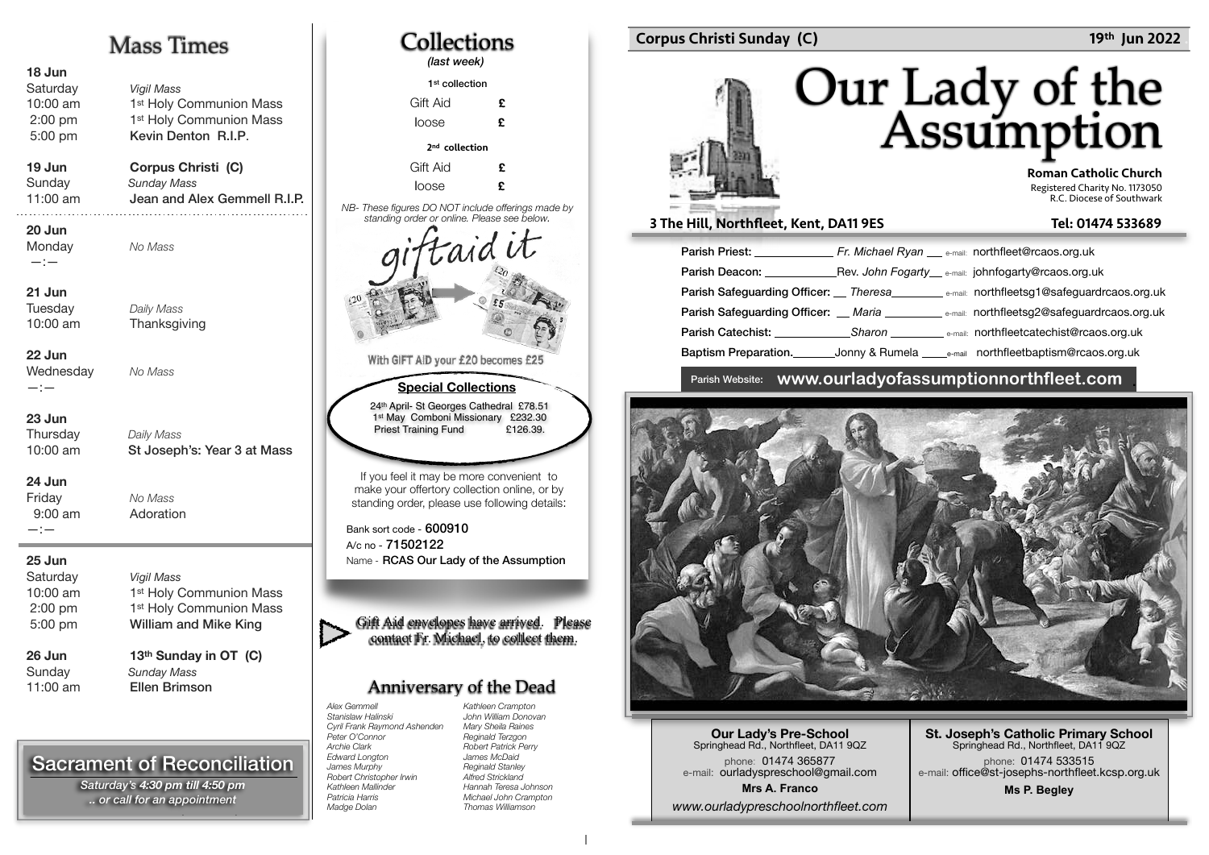# Mass Times

**18 Jun**

| | | |
|---|---|---|
| Saturday | *Vigil Mass* | |
| 10:00 am | 1st Holy Communion Mass | |
| 2:00 pm | 1st Holy Communion Mass | |
| 5:00 pm | **Kevin Denton R.I.P.** | |

**19 Jun** — **Corpus Christi (C)**

| | |
|---|---|
| Sunday | *Sunday Mass* |
| 11:00 am | **Jean and Alex Gemmell R.I.P.** |

**20 Jun**

Monday — *No Mass*

—:—

**21 Jun**

Tuesday — *Daily Mass*

10:00 am — Thanksgiving

**22 Jun**

Wednesday — *No Mass*

—:—

**23 Jun**

Thursday — *Daily Mass*

10:00 am — **St Joseph's: Year 3 at Mass**

**24 Jun**

Friday — *No Mass*

9:00 am — Adoration

—:—

**25 Jun**

| | |
|---|---|
| Saturday | *Vigil Mass* |
| 10:00 am | 1st Holy Communion Mass |
| 2:00 pm | 1st Holy Communion Mass |
| 5:00 pm | **William and Mike King** |

**26 Jun** — **13th Sunday in OT (C)**

| | |
|---|---|
| Sunday | *Sunday Mass* |
| 11:00 am | **Ellen Brimson** |

## Sacrament of Reconciliation

*Saturday's 4:30 pm till 4:50 pm*
*.. or call for an appointment*

# Collections
*(last week)*

| | |
|---|---|
| **1st collection** | |
| Gift Aid | £ |
| loose | £ |
| **2nd collection** | |
| Gift Aid | £ |
| loose | £ |

*NB- These figures DO NOT include offerings made by standing order or online. Please see below.*

giftaid it

With GIFT AID your £20 becomes £25

**Special Collections**

24th April- St Georges Cathedral £78.51
1st May Comboni Missionary £232.30
Priest Training Fund £126.39.

If you feel it may be more convenient to make your offertory collection online, or by standing order, please use following details:

Bank sort code - **600910**
A/c no - **71502122**
Name - **RCAS Our Lady of the Assumption**

Gift Aid envelopes have arrived. Please contact Fr. Michael, to collect them.

## Anniversary of the Dead

*Alex Gemmell*
*Stanislaw Halinski*
*Cyril Frank Raymond Ashenden*
*Peter O'Connor*
*Archie Clark*
*Edward Longton*
*James Murphy*
*Robert Christopher Irwin*
*Kathleen Mallinder*
*Patricia Harris*
*Madge Dolan*
*Kathleen Crampton*
*John William Donovan*
*Mary Sheila Raines*
*Reginald Terzgon*
*Robert Patrick Perry*
*James McDaid*
*Reginald Stanley*
*Alfred Strickland*
*Hannah Teresa Johnson*
*Michael John Crampton*
*Thomas Williamson*

**Corpus Christi Sunday (C)** — **19th Jun 2022**

# Our Lady of the Assumption

**Roman Catholic Church**
Registered Charity No. 1173050
R.C. Diocese of Southwark

**3 The Hill, Northfleet, Kent, DA11 9ES** — **Tel: 01474 533689**

| | | |
|---|---|---|
| **Parish Priest:** | *Fr. Michael Ryan* | e-mail: northfleet@rcaos.org.uk |
| **Parish Deacon:** | Rev. *John Fogarty* | e-mail: johnfogarty@rcaos.org.uk |
| **Parish Safeguarding Officer:** | *Theresa* | e-mail: northfleetsg1@safeguardrcaos.org.uk |
| **Parish Safeguarding Officer:** | *Maria* | e-mail: northfleetsg2@safeguardrcaos.org.uk |
| **Parish Catechist:** | *Sharon* | e-mail: northfleetcatechist@rcaos.org.uk |
| **Baptism Preparation.** | Jonny & Rumela | e-mail northfleetbaptism@rcaos.org.uk |

Parish Website: **www.ourladyofassumptionnorthfleet.com**

**Our Lady's Pre-School**
Springhead Rd., Northfleet, DA11 9QZ
phone: 01474 365877
e-mail: ourladyspreschool@gmail.com
**Mrs A. Franco**
*www.ourladypreschoolnorthfleet.com*

**St. Joseph's Catholic Primary School**
Springhead Rd., Northfleet, DA11 9QZ
phone: 01474 533515
e-mail: office@st-josephs-northfleet.kcsp.org.uk
**Ms P. Begley**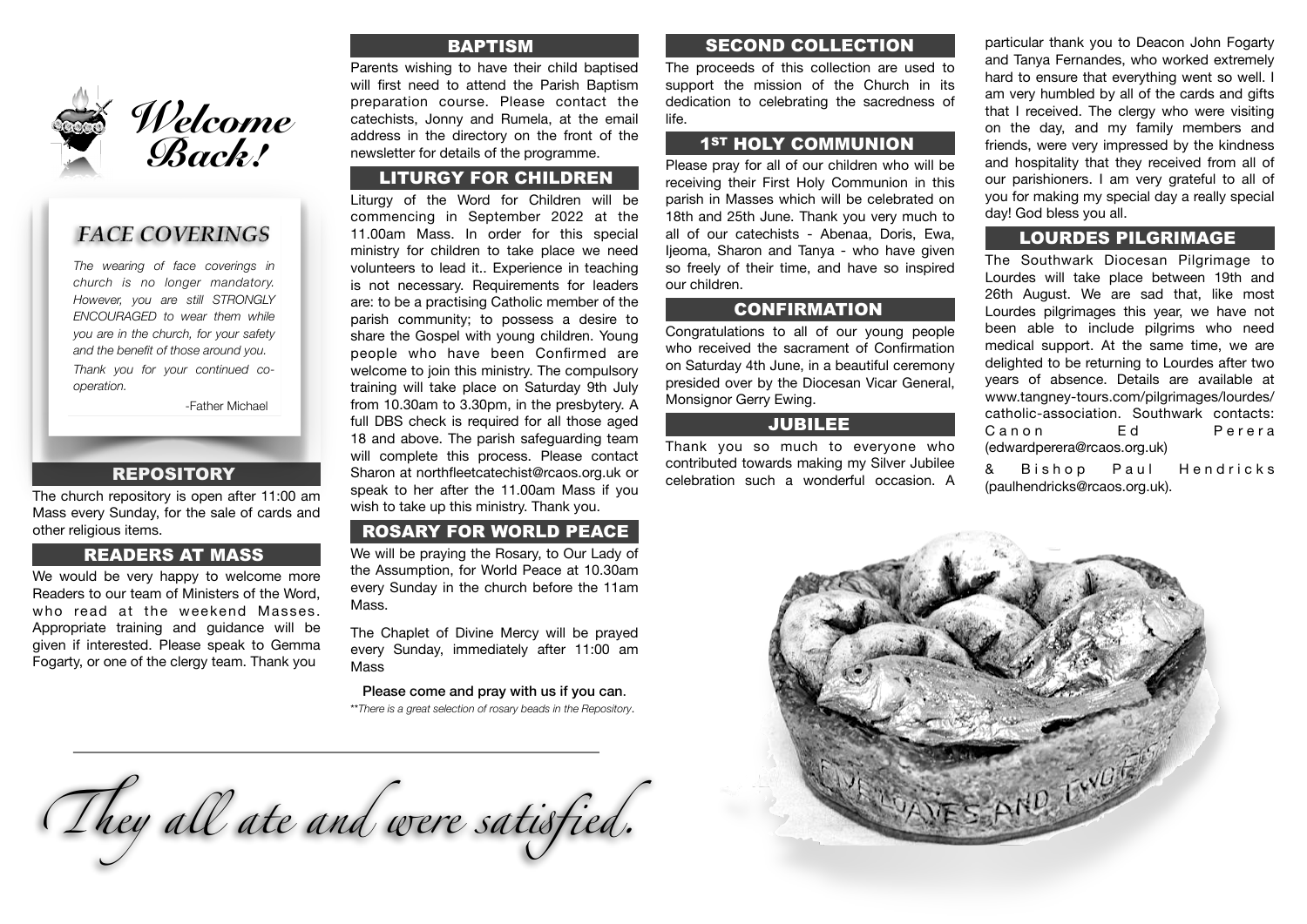# Welcome Back!

## FACE COVERINGS

*The wearing of face coverings in church is no longer mandatory. However, you are still STRONGLY ENCOURAGED to wear them while you are in the church, for your safety and the benefit of those around you.*

*Thank you for your continued co-operation.*

-Father Michael

## REPOSITORY

The church repository is open after 11:00 am Mass every Sunday, for the sale of cards and other religious items.

## READERS AT MASS

We would be very happy to welcome more Readers to our team of Ministers of the Word, who read at the weekend Masses. Appropriate training and guidance will be given if interested. Please speak to Gemma Fogarty, or one of the clergy team. Thank you

## BAPTISM

Parents wishing to have their child baptised will first need to attend the Parish Baptism preparation course. Please contact the catechists, Jonny and Rumela, at the email address in the directory on the front of the newsletter for details of the programme.

## LITURGY FOR CHILDREN

Liturgy of the Word for Children will be commencing in September 2022 at the 11.00am Mass. In order for this special ministry for children to take place we need volunteers to lead it.. Experience in teaching is not necessary. Requirements for leaders are: to be a practising Catholic member of the parish community; to possess a desire to share the Gospel with young children. Young people who have been Confirmed are welcome to join this ministry. The compulsory training will take place on Saturday 9th July from 10.30am to 3.30pm, in the presbytery. A full DBS check is required for all those aged 18 and above. The parish safeguarding team will complete this process. Please contact Sharon at northfleetcatechist@rcaos.org.uk or speak to her after the 11.00am Mass if you wish to take up this ministry. Thank you.

## ROSARY FOR WORLD PEACE

We will be praying the Rosary, to Our Lady of the Assumption, for World Peace at 10.30am every Sunday in the church before the 11am Mass.

The Chaplet of Divine Mercy will be prayed every Sunday, immediately after 11:00 am Mass

**Please come and pray with us if you can.**

*\*\*There is a great selection of rosary beads in the Repository.*

## SECOND COLLECTION

The proceeds of this collection are used to support the mission of the Church in its dedication to celebrating the sacredness of life.

## 1ST HOLY COMMUNION

Please pray for all of our children who will be receiving their First Holy Communion in this parish in Masses which will be celebrated on 18th and 25th June. Thank you very much to all of our catechists - Abenaa, Doris, Ewa, Ijeoma, Sharon and Tanya - who have given so freely of their time, and have so inspired our children.

## CONFIRMATION

Congratulations to all of our young people who received the sacrament of Confirmation on Saturday 4th June, in a beautiful ceremony presided over by the Diocesan Vicar General, Monsignor Gerry Ewing.

## JUBILEE

Thank you so much to everyone who contributed towards making my Silver Jubilee celebration such a wonderful occasion. A particular thank you to Deacon John Fogarty and Tanya Fernandes, who worked extremely hard to ensure that everything went so well. I am very humbled by all of the cards and gifts that I received. The clergy who were visiting on the day, and my family members and friends, were very impressed by the kindness and hospitality that they received from all of our parishioners. I am very grateful to all of you for making my special day a really special day! God bless you all.

## LOURDES PILGRIMAGE

The Southwark Diocesan Pilgrimage to Lourdes will take place between 19th and 26th August. We are sad that, like most Lourdes pilgrimages this year, we have not been able to include pilgrims who need medical support. At the same time, we are delighted to be returning to Lourdes after two years of absence. Details are available at www.tangney-tours.com/pilgrimages/lourdes/catholic-association. Southwark contacts: Canon Ed Perera (edwardperera@rcaos.org.uk) & Bishop Paul Hendricks (paulhendricks@rcaos.org.uk).

*They all ate and were satisfied.*